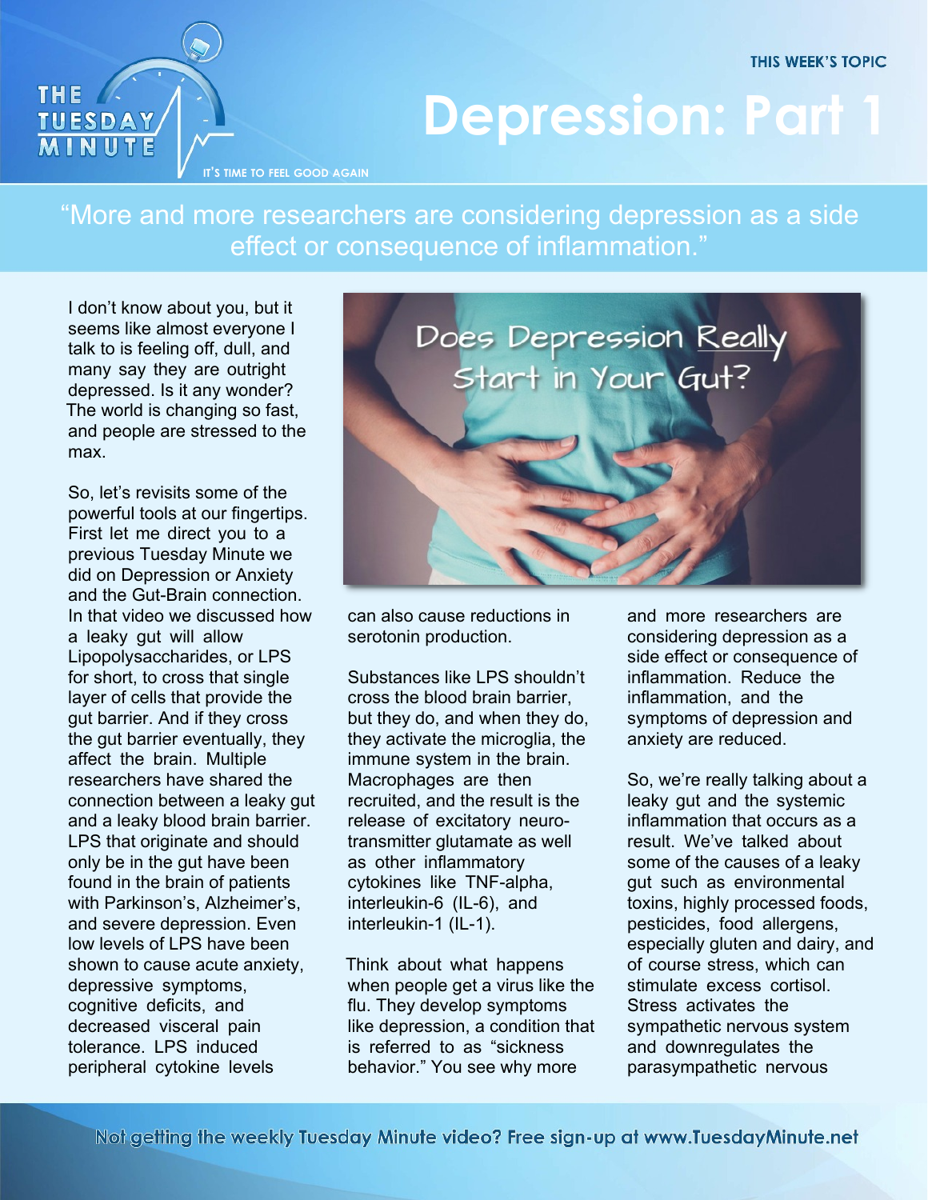THE TUESDAY MINUTE

IT'S TIME TO FEEL GOOD AGAIN

THIS WEEK'S TOPIC

# Depression: Part 1

"More and more researchers are considering depression as a side effect or consequence of inflammation."

I don't know about you, but it seems like almost everyone I talk to is feeling off, dull, and many say they are outright depressed. Is it any wonder? The world is changing so fast, and people are stressed to the max.

So, let's revisits some of the powerful tools at our fingertips. First let me direct you to a previous Tuesday Minute we did on Depression or Anxiety and the Gut-Brain connection. In that video we discussed how a leaky gut will allow Lipopolysaccharides, or LPS for short, to cross that single layer of cells that provide the gut barrier. And if they cross the gut barrier eventually, they affect the brain. Multiple researchers have shared the connection between a leaky gut and a leaky blood brain barrier. LPS that originate and should only be in the gut have been found in the brain of patients with Parkinson's, Alzheimer's, and severe depression. Even low levels of LPS have been shown to cause acute anxiety, depressive symptoms, cognitive deficits, and decreased visceral pain tolerance. LPS induced peripheral cytokine levels can also cause reductions in serotonin production.

Substances like LPS shouldn't cross the blood brain barrier, but they do, and when they do, they activate the microglia, the immune system in the brain. Macrophages are then recruited, and the result is the release of excitatory neuro-transmitter glutamate as well as other inflammatory cytokines like TNF-alpha, interleukin-6 (IL-6), and interleukin-1 (IL-1).

Think about what happens when people get a virus like the flu. They develop symptoms like depression, a condition that is referred to as "sickness behavior." You see why more and more researchers are considering depression as a side effect or consequence of inflammation. Reduce the inflammation, and the symptoms of depression and anxiety are reduced.

So, we're really talking about a leaky gut and the systemic inflammation that occurs as a result. We've talked about some of the causes of a leaky gut such as environmental toxins, highly processed foods, pesticides, food allergens, especially gluten and dairy, and of course stress, which can stimulate excess cortisol. Stress activates the sympathetic nervous system and downregulates the parasympathetic nervous

Not getting the weekly Tuesday Minute video? Free sign-up at www.TuesdayMinute.net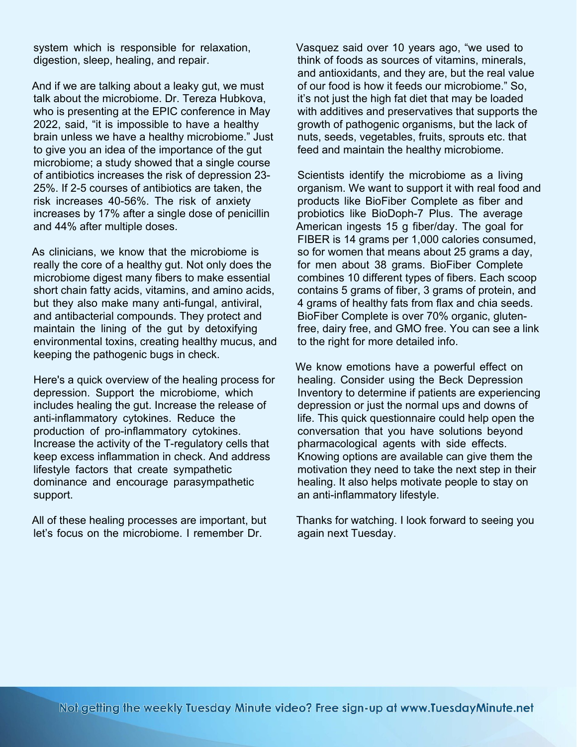system which is responsible for relaxation, digestion, sleep, healing, and repair.

And if we are talking about a leaky gut, we must talk about the microbiome. Dr. Tereza Hubkova, who is presenting at the EPIC conference in May 2022, said, "it is impossible to have a healthy brain unless we have a healthy microbiome." Just to give you an idea of the importance of the gut microbiome; a study showed that a single course of antibiotics increases the risk of depression 23-25%. If 2-5 courses of antibiotics are taken, the risk increases 40-56%. The risk of anxiety increases by 17% after a single dose of penicillin and 44% after multiple doses.

As clinicians, we know that the microbiome is really the core of a healthy gut. Not only does the microbiome digest many fibers to make essential short chain fatty acids, vitamins, and amino acids, but they also make many anti-fungal, antiviral, and antibacterial compounds. They protect and maintain the lining of the gut by detoxifying environmental toxins, creating healthy mucus, and keeping the pathogenic bugs in check.

Here's a quick overview of the healing process for depression. Support the microbiome, which includes healing the gut. Increase the release of anti-inflammatory cytokines. Reduce the production of pro-inflammatory cytokines. Increase the activity of the T-regulatory cells that keep excess inflammation in check. And address lifestyle factors that create sympathetic dominance and encourage parasympathetic support.

All of these healing processes are important, but let's focus on the microbiome. I remember Dr. Vasquez said over 10 years ago, "we used to think of foods as sources of vitamins, minerals, and antioxidants, and they are, but the real value of our food is how it feeds our microbiome." So, it's not just the high fat diet that may be loaded with additives and preservatives that supports the growth of pathogenic organisms, but the lack of nuts, seeds, vegetables, fruits, sprouts etc. that feed and maintain the healthy microbiome.

Scientists identify the microbiome as a living organism. We want to support it with real food and products like BioFiber Complete as fiber and probiotics like BioDoph-7 Plus. The average American ingests 15 g fiber/day. The goal for FIBER is 14 grams per 1,000 calories consumed, so for women that means about 25 grams a day, for men about 38 grams. BioFiber Complete combines 10 different types of fibers. Each scoop contains 5 grams of fiber, 3 grams of protein, and 4 grams of healthy fats from flax and chia seeds. BioFiber Complete is over 70% organic, gluten-free, dairy free, and GMO free. You can see a link to the right for more detailed info.

We know emotions have a powerful effect on healing. Consider using the Beck Depression Inventory to determine if patients are experiencing depression or just the normal ups and downs of life. This quick questionnaire could help open the conversation that you have solutions beyond pharmacological agents with side effects. Knowing options are available can give them the motivation they need to take the next step in their healing. It also helps motivate people to stay on an anti-inflammatory lifestyle.

Thanks for watching. I look forward to seeing you again next Tuesday.

**Not getting the weekly Tuesday Minute video? Free sign-up at www.TuesdayMinute.net**